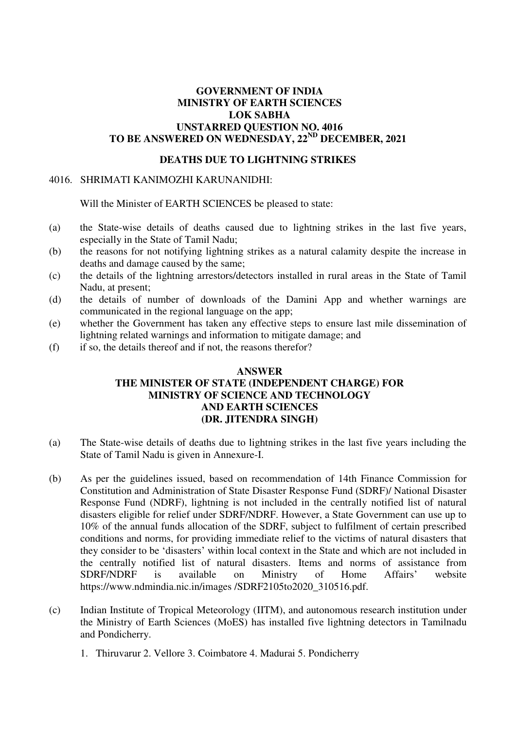**GOVERNMENT OF INDIA**
**MINISTRY OF EARTH SCIENCES**
**LOK SABHA**
**UNSTARRED QUESTION NO. 4016**
**TO BE ANSWERED ON WEDNESDAY, 22ND DECEMBER, 2021**

**DEATHS DUE TO LIGHTNING STRIKES**

4016. SHRIMATI KANIMOZHI KARUNANIDHI:

Will the Minister of EARTH SCIENCES be pleased to state:

(a) the State-wise details of deaths caused due to lightning strikes in the last five years, especially in the State of Tamil Nadu;

(b) the reasons for not notifying lightning strikes as a natural calamity despite the increase in deaths and damage caused by the same;

(c) the details of the lightning arrestors/detectors installed in rural areas in the State of Tamil Nadu, at present;

(d) the details of number of downloads of the Damini App and whether warnings are communicated in the regional language on the app;

(e) whether the Government has taken any effective steps to ensure last mile dissemination of lightning related warnings and information to mitigate damage; and

(f) if so, the details thereof and if not, the reasons therefor?

**ANSWER**
**THE MINISTER OF STATE (INDEPENDENT CHARGE) FOR MINISTRY OF SCIENCE AND TECHNOLOGY AND EARTH SCIENCES**
**(DR. JITENDRA SINGH)**

(a) The State-wise details of deaths due to lightning strikes in the last five years including the State of Tamil Nadu is given in Annexure-I.

(b) As per the guidelines issued, based on recommendation of 14th Finance Commission for Constitution and Administration of State Disaster Response Fund (SDRF)/ National Disaster Response Fund (NDRF), lightning is not included in the centrally notified list of natural disasters eligible for relief under SDRF/NDRF. However, a State Government can use up to 10% of the annual funds allocation of the SDRF, subject to fulfilment of certain prescribed conditions and norms, for providing immediate relief to the victims of natural disasters that they consider to be 'disasters' within local context in the State and which are not included in the centrally notified list of natural disasters. Items and norms of assistance from SDRF/NDRF is available on Ministry of Home Affairs' website https://www.ndmindia.nic.in/images /SDRF2105to2020_310516.pdf.

(c) Indian Institute of Tropical Meteorology (IITM), and autonomous research institution under the Ministry of Earth Sciences (MoES) has installed five lightning detectors in Tamilnadu and Pondicherry.

1. Thiruvarur 2. Vellore 3. Coimbatore 4. Madurai 5. Pondicherry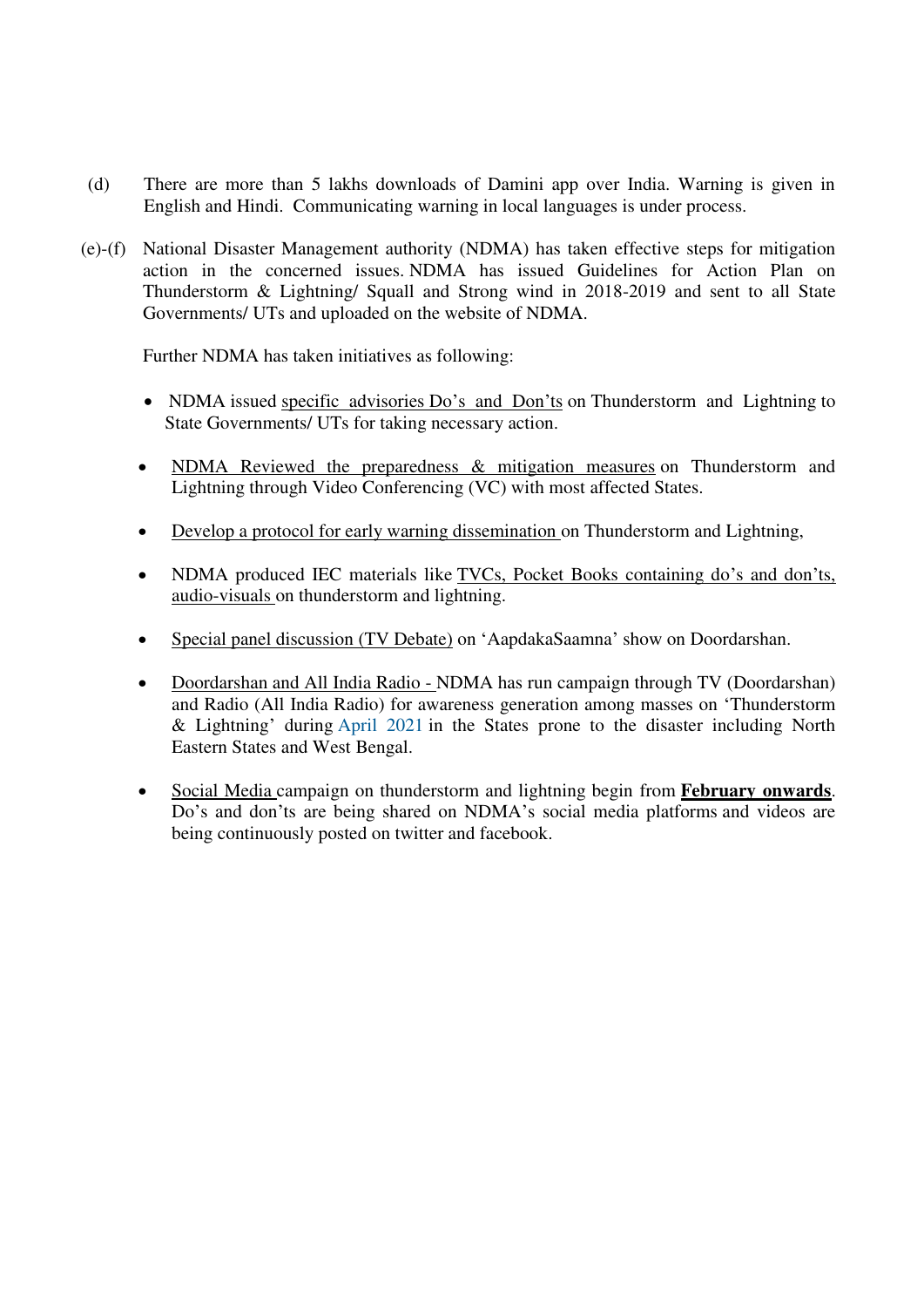(d) There are more than 5 lakhs downloads of Damini app over India. Warning is given in English and Hindi. Communicating warning in local languages is under process.

(e)-(f) National Disaster Management authority (NDMA) has taken effective steps for mitigation action in the concerned issues. NDMA has issued Guidelines for Action Plan on Thunderstorm & Lightning/ Squall and Strong wind in 2018-2019 and sent to all State Governments/ UTs and uploaded on the website of NDMA.

Further NDMA has taken initiatives as following:

- NDMA issued <u>specific advisories Do's and Don'ts</u> on Thunderstorm and Lightning to State Governments/ UTs for taking necessary action.
- <u>NDMA Reviewed the preparedness & mitigation measures</u> on Thunderstorm and Lightning through Video Conferencing (VC) with most affected States.
- <u>Develop a protocol for early warning dissemination</u> on Thunderstorm and Lightning,
- NDMA produced IEC materials like <u>TVCs, Pocket Books containing do's and don'ts, audio-visuals</u> on thunderstorm and lightning.
- <u>Special panel discussion (TV Debate)</u> on 'AapdakaSaamna' show on Doordarshan.
- <u>Doordarshan and All India Radio -</u> NDMA has run campaign through TV (Doordarshan) and Radio (All India Radio) for awareness generation among masses on 'Thunderstorm & Lightning' during April 2021 in the States prone to the disaster including North Eastern States and West Bengal.
- <u>Social Media</u> campaign on thunderstorm and lightning begin from **<u>February onwards</u>**. Do's and don'ts are being shared on NDMA's social media platforms and videos are being continuously posted on twitter and facebook.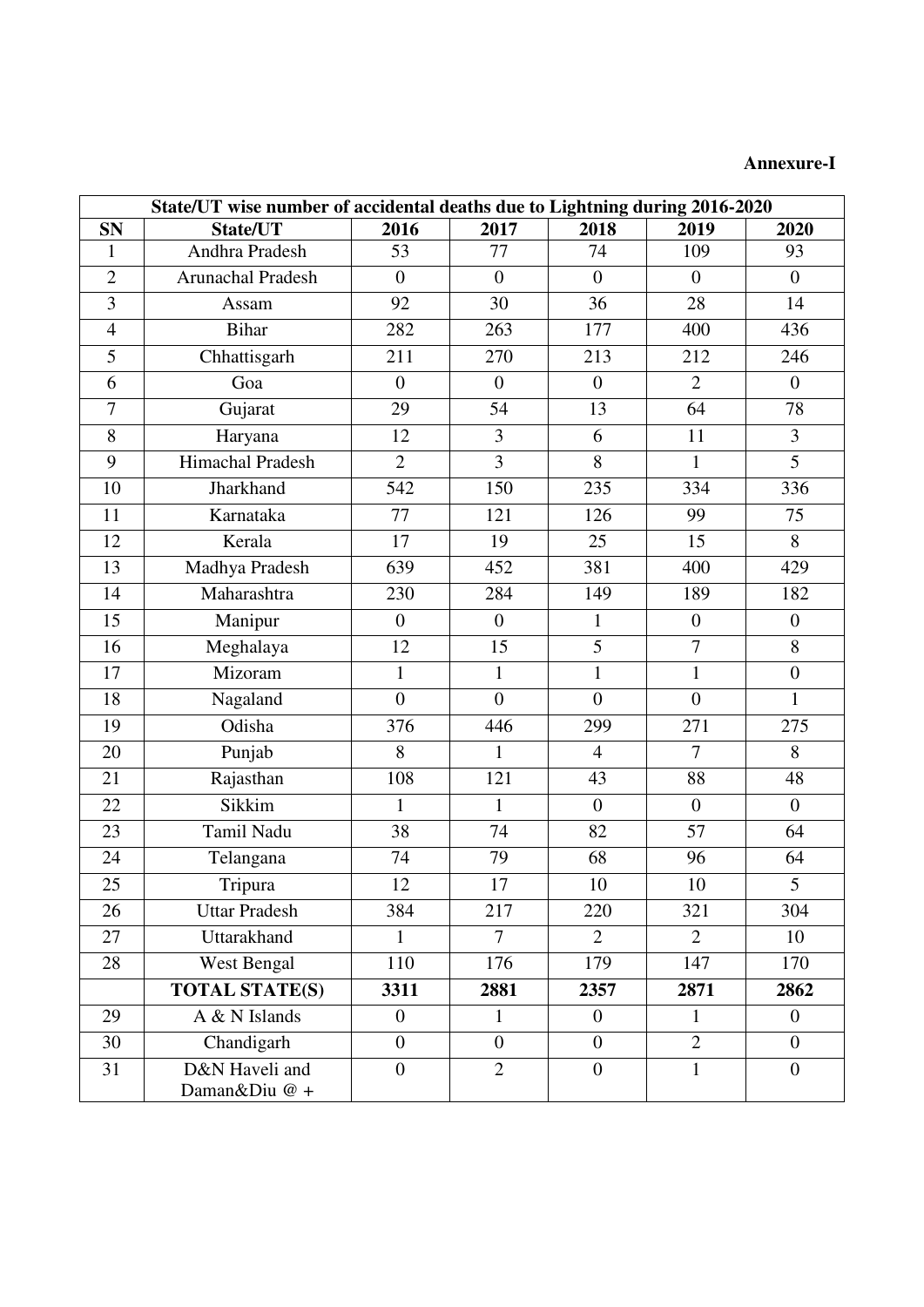**Annexure-I**

| State/UT wise number of accidental deaths due to Lightning during 2016-2020 | | | | | | |
|---|---|---|---|---|---|---|
| **SN** | **State/UT** | **2016** | **2017** | **2018** | **2019** | **2020** |
| 1 | Andhra Pradesh | 53 | 77 | 74 | 109 | 93 |
| 2 | Arunachal Pradesh | 0 | 0 | 0 | 0 | 0 |
| 3 | Assam | 92 | 30 | 36 | 28 | 14 |
| 4 | Bihar | 282 | 263 | 177 | 400 | 436 |
| 5 | Chhattisgarh | 211 | 270 | 213 | 212 | 246 |
| 6 | Goa | 0 | 0 | 0 | 2 | 0 |
| 7 | Gujarat | 29 | 54 | 13 | 64 | 78 |
| 8 | Haryana | 12 | 3 | 6 | 11 | 3 |
| 9 | Himachal Pradesh | 2 | 3 | 8 | 1 | 5 |
| 10 | Jharkhand | 542 | 150 | 235 | 334 | 336 |
| 11 | Karnataka | 77 | 121 | 126 | 99 | 75 |
| 12 | Kerala | 17 | 19 | 25 | 15 | 8 |
| 13 | Madhya Pradesh | 639 | 452 | 381 | 400 | 429 |
| 14 | Maharashtra | 230 | 284 | 149 | 189 | 182 |
| 15 | Manipur | 0 | 0 | 1 | 0 | 0 |
| 16 | Meghalaya | 12 | 15 | 5 | 7 | 8 |
| 17 | Mizoram | 1 | 1 | 1 | 1 | 0 |
| 18 | Nagaland | 0 | 0 | 0 | 0 | 1 |
| 19 | Odisha | 376 | 446 | 299 | 271 | 275 |
| 20 | Punjab | 8 | 1 | 4 | 7 | 8 |
| 21 | Rajasthan | 108 | 121 | 43 | 88 | 48 |
| 22 | Sikkim | 1 | 1 | 0 | 0 | 0 |
| 23 | Tamil Nadu | 38 | 74 | 82 | 57 | 64 |
| 24 | Telangana | 74 | 79 | 68 | 96 | 64 |
| 25 | Tripura | 12 | 17 | 10 | 10 | 5 |
| 26 | Uttar Pradesh | 384 | 217 | 220 | 321 | 304 |
| 27 | Uttarakhand | 1 | 7 | 2 | 2 | 10 |
| 28 | West Bengal | 110 | 176 | 179 | 147 | 170 |
| | **TOTAL STATE(S)** | **3311** | **2881** | **2357** | **2871** | **2862** |
| 29 | A & N Islands | 0 | 1 | 0 | 1 | 0 |
| 30 | Chandigarh | 0 | 0 | 0 | 2 | 0 |
| 31 | D&N Haveli and Daman&Diu @ + | 0 | 2 | 0 | 1 | 0 |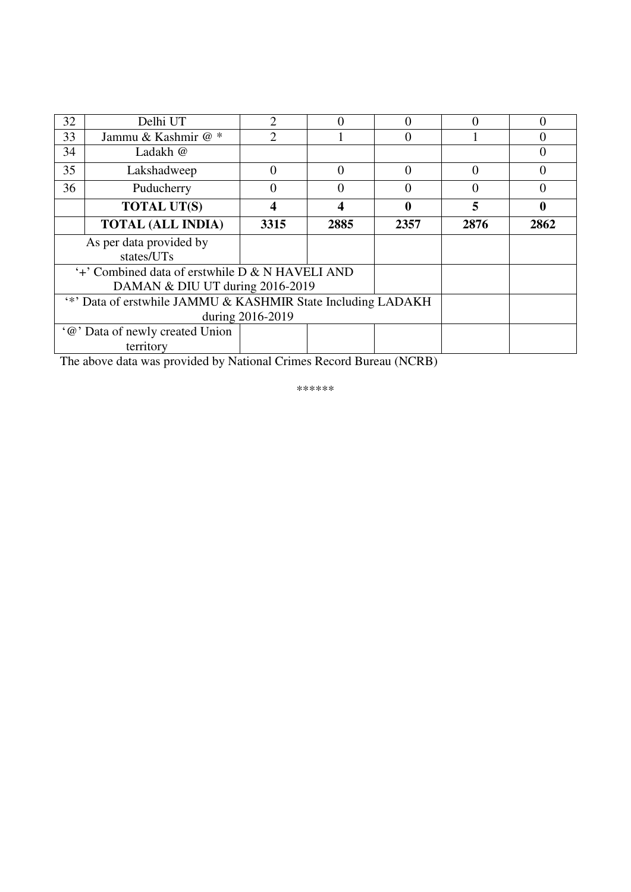| | | | | | | |
|---|---|---|---|---|---|---|
| 32 | Delhi UT | 2 | 0 | 0 | 0 | 0 |
| 33 | Jammu & Kashmir @ * | 2 | 1 | 0 | 1 | 0 |
| 34 | Ladakh @ | | | | | 0 |
| 35 | Lakshadweep | 0 | 0 | 0 | 0 | 0 |
| 36 | Puducherry | 0 | 0 | 0 | 0 | 0 |
| | **TOTAL UT(S)** | **4** | **4** | **0** | **5** | **0** |
| | **TOTAL (ALL INDIA)** | **3315** | **2885** | **2357** | **2876** | **2862** |
| As per data provided by states/UTs | | | | | | |
| '+' Combined data of erstwhile D & N HAVELI AND DAMAN & DIU UT during 2016-2019 | | | | | | |
| '*' Data of erstwhile JAMMU & KASHMIR State Including LADAKH during 2016-2019 | | | | | | |
| '@' Data of newly created Union territory | | | | | | |

The above data was provided by National Crimes Record Bureau (NCRB)

******